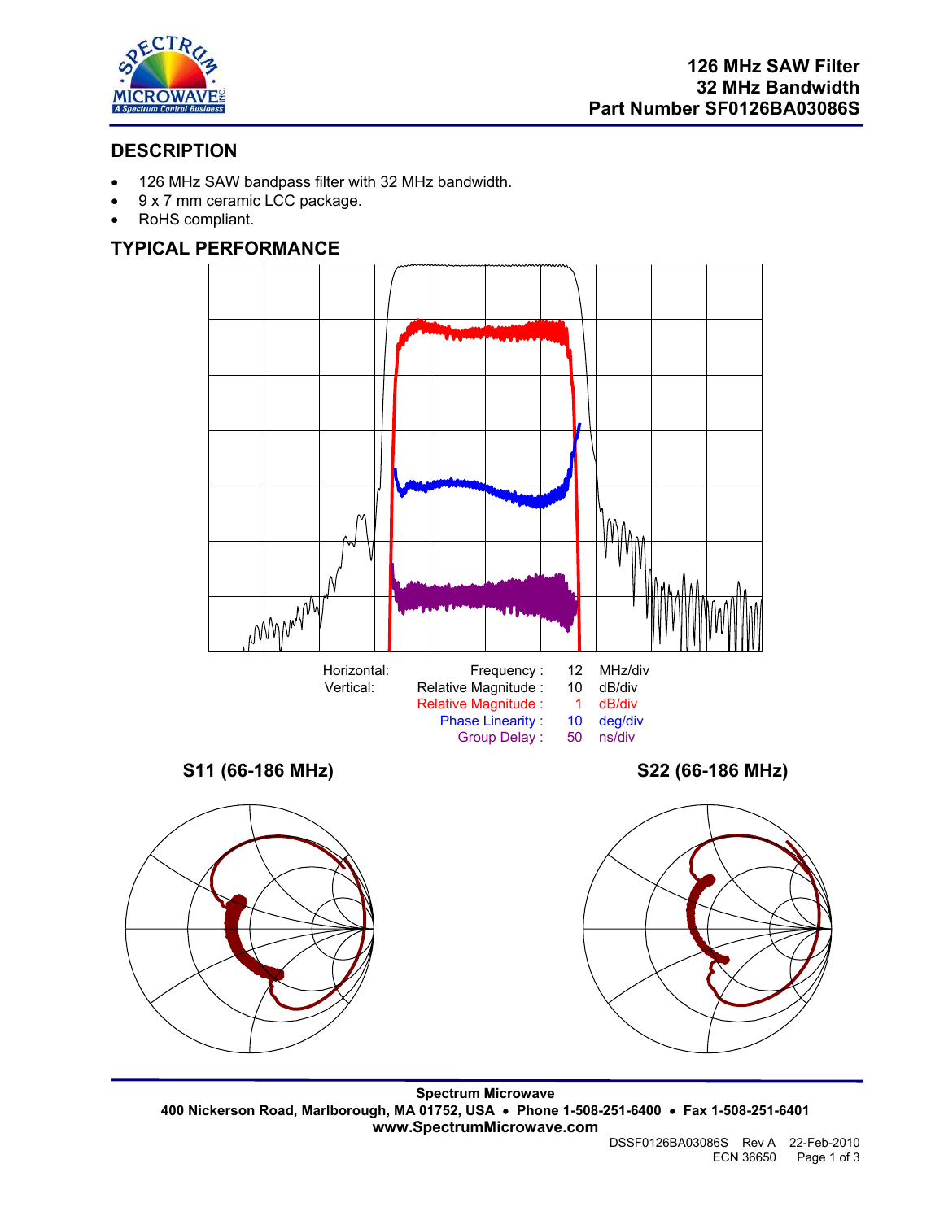# 126 MHz SAW Filter
# 32 MHz Bandwidth
# Part Number SF0126BA03086S

## DESCRIPTION

- 126 MHz SAW bandpass filter with 32 MHz bandwidth.
- 9 x 7 mm ceramic LCC package.
- RoHS compliant.

## TYPICAL PERFORMANCE

| Horizontal: | Frequency : | 12 | MHz/div |
|---|---|---|---|
| Vertical: | Relative Magnitude : | 10 | dB/div |
| | Relative Magnitude : | 1 | dB/div |
| | Phase Linearity : | 10 | deg/div |
| | Group Delay : | 50 | ns/div |

**S11 (66-186 MHz)**

**S22 (66-186 MHz)**

**Spectrum Microwave**
**400 Nickerson Road, Marlborough, MA 01752, USA • Phone 1-508-251-6400 • Fax 1-508-251-6401**
**www.SpectrumMicrowave.com**

DSSF0126BA03086S Rev A 22-Feb-2010
ECN 36650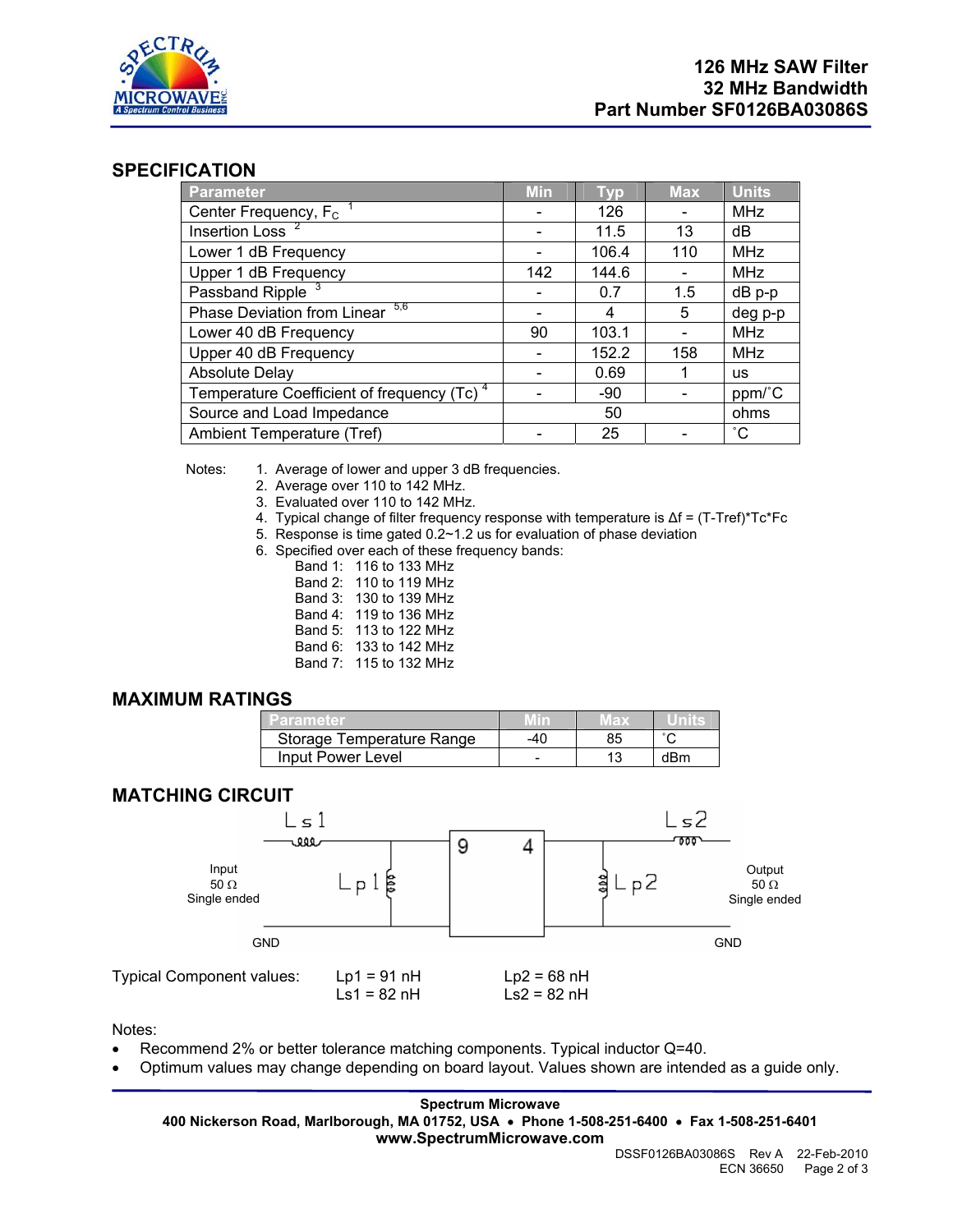**126 MHz SAW Filter**
**32 MHz Bandwidth**
**Part Number SF0126BA03086S**

## SPECIFICATION

| Parameter | Min | Typ | Max | Units |
|---|---|---|---|---|
| Center Frequency, $F_C$ [1] | - | 126 | - | MHz |
| Insertion Loss [2] | - | 11.5 | 13 | dB |
| Lower 1 dB Frequency | - | 106.4 | 110 | MHz |
| Upper 1 dB Frequency | 142 | 144.6 | - | MHz |
| Passband Ripple [3] | - | 0.7 | 1.5 | dB p-p |
| Phase Deviation from Linear [5,6] | - | 4 | 5 | deg p-p |
| Lower 40 dB Frequency | 90 | 103.1 | - | MHz |
| Upper 40 dB Frequency | - | 152.2 | 158 | MHz |
| Absolute Delay | - | 0.69 | 1 | us |
| Temperature Coefficient of frequency (Tc) [4] | - | -90 | - | ppm/˚C |
| Source and Load Impedance | | 50 | | ohms |
| Ambient Temperature (Tref) | - | 25 | - | ˚C |

Notes:
1. Average of lower and upper 3 dB frequencies.
2. Average over 110 to 142 MHz.
3. Evaluated over 110 to 142 MHz.
4. Typical change of filter frequency response with temperature is $\Delta f = (T\text{-}Tref)*Tc*Fc$
5. Response is time gated 0.2~1.2 us for evaluation of phase deviation
6. Specified over each of these frequency bands:
   - Band 1: 116 to 133 MHz
   - Band 2: 110 to 119 MHz
   - Band 3: 130 to 139 MHz
   - Band 4: 119 to 136 MHz
   - Band 5: 113 to 122 MHz
   - Band 6: 133 to 142 MHz
   - Band 7: 115 to 132 MHz

## MAXIMUM RATINGS

| Parameter | Min | Max | Units |
|---|---|---|---|
| Storage Temperature Range | -40 | 85 | ˚C |
| Input Power Level | - | 13 | dBm |

## MATCHING CIRCUIT

Input 50 Ω Single ended — Ls1 — Lp1 — [9 | 4] — Lp2 — Ls2 — Output 50 Ω Single ended

GND GND

Typical Component values:

| | |
|---|---|
| Lp1 = 91 nH | Lp2 = 68 nH |
| Ls1 = 82 nH | Ls2 = 82 nH |

Notes:
- Recommend 2% or better tolerance matching components. Typical inductor Q=40.
- Optimum values may change depending on board layout. Values shown are intended as a guide only.

**Spectrum Microwave**
**400 Nickerson Road, Marlborough, MA 01752, USA • Phone 1-508-251-6400 • Fax 1-508-251-6401**
**www.SpectrumMicrowave.com**

DSSF0126BA03086S Rev A 22-Feb-2010
ECN 36650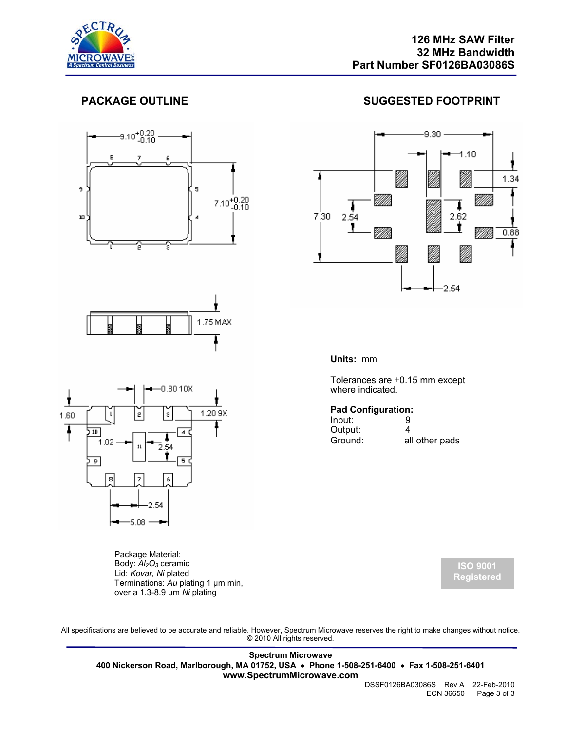# 126 MHz SAW Filter
## 32 MHz Bandwidth
## Part Number SF0126BA03086S

## PACKAGE OUTLINE

9.10 +0.20 / -0.10

7.10 +0.20 / -0.10

1.75 MAX

0.80 10X

1.60

1.20 9X

1.02

2.54

2.54

5.08

## SUGGESTED FOOTPRINT

9.30

1.10

1.34

7.30

2.54

2.62

0.88

2.54

**Units:** mm

Tolerances are ±0.15 mm except where indicated.

**Pad Configuration:**

| | |
|---|---|
| Input: | 9 |
| Output: | 4 |
| Ground: | all other pads |

Package Material:
Body: *$Al_2O_3$* ceramic
Lid: *Kovar, Ni* plated
Terminations: *Au* plating 1 μm min, over a 1.3-8.9 μm *Ni* plating

ISO 9001 Registered

All specifications are believed to be accurate and reliable. However, Spectrum Microwave reserves the right to make changes without notice.
© 2010 All rights reserved.

**Spectrum Microwave**
**400 Nickerson Road, Marlborough, MA 01752, USA • Phone 1-508-251-6400 • Fax 1-508-251-6401**
**www.SpectrumMicrowave.com**

DSSF0126BA03086S Rev A 22-Feb-2010
ECN 36650